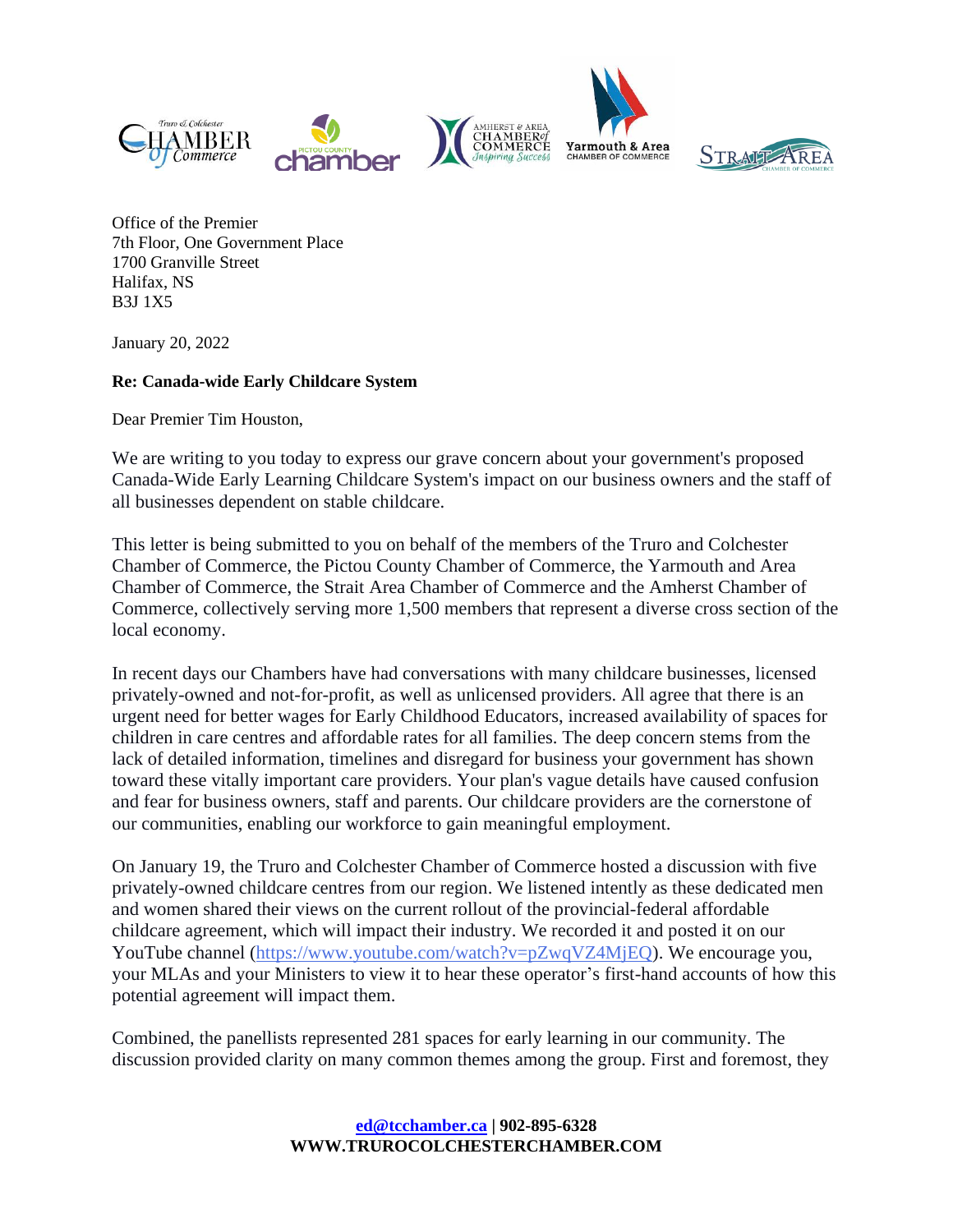Office of the Premier
7th Floor, One Government Place
1700 Granville Street
Halifax, NS
B3J 1X5

January 20, 2022

**Re: Canada-wide Early Childcare System**

Dear Premier Tim Houston,

We are writing to you today to express our grave concern about your government's proposed Canada-Wide Early Learning Childcare System's impact on our business owners and the staff of all businesses dependent on stable childcare.

This letter is being submitted to you on behalf of the members of the Truro and Colchester Chamber of Commerce, the Pictou County Chamber of Commerce, the Yarmouth and Area Chamber of Commerce, the Strait Area Chamber of Commerce and the Amherst Chamber of Commerce, collectively serving more 1,500 members that represent a diverse cross section of the local economy.

In recent days our Chambers have had conversations with many childcare businesses, licensed privately-owned and not-for-profit, as well as unlicensed providers. All agree that there is an urgent need for better wages for Early Childhood Educators, increased availability of spaces for children in care centres and affordable rates for all families. The deep concern stems from the lack of detailed information, timelines and disregard for business your government has shown toward these vitally important care providers. Your plan's vague details have caused confusion and fear for business owners, staff and parents. Our childcare providers are the cornerstone of our communities, enabling our workforce to gain meaningful employment.

On January 19, the Truro and Colchester Chamber of Commerce hosted a discussion with five privately-owned childcare centres from our region. We listened intently as these dedicated men and women shared their views on the current rollout of the provincial-federal affordable childcare agreement, which will impact their industry. We recorded it and posted it on our YouTube channel (https://www.youtube.com/watch?v=pZwqVZ4MjEQ). We encourage you, your MLAs and your Ministers to view it to hear these operator's first-hand accounts of how this potential agreement will impact them.

Combined, the panellists represented 281 spaces for early learning in our community. The discussion provided clarity on many common themes among the group. First and foremost, they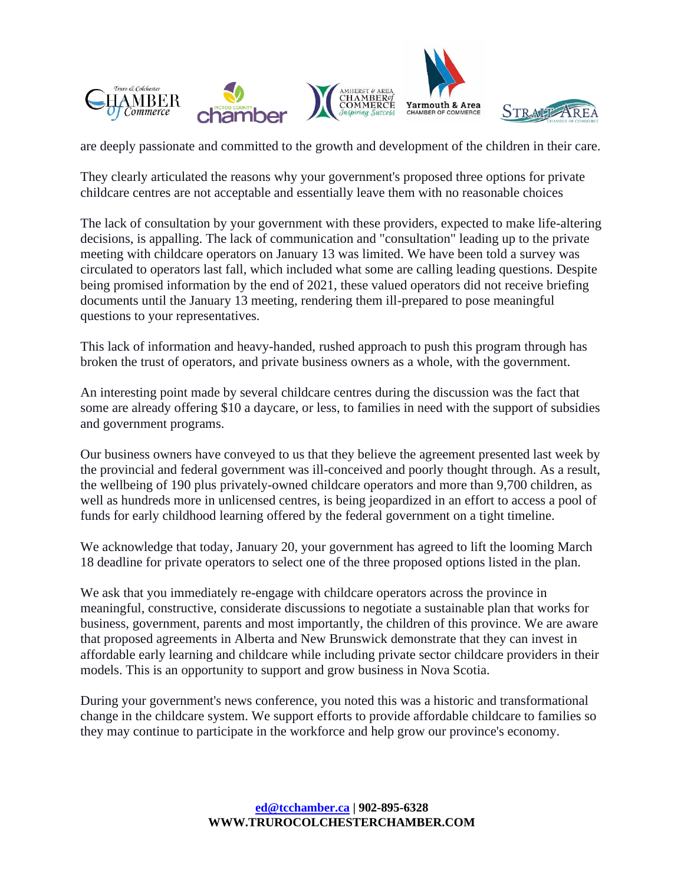are deeply passionate and committed to the growth and development of the children in their care.

They clearly articulated the reasons why your government's proposed three options for private childcare centres are not acceptable and essentially leave them with no reasonable choices

The lack of consultation by your government with these providers, expected to make life-altering decisions, is appalling. The lack of communication and "consultation" leading up to the private meeting with childcare operators on January 13 was limited. We have been told a survey was circulated to operators last fall, which included what some are calling leading questions. Despite being promised information by the end of 2021, these valued operators did not receive briefing documents until the January 13 meeting, rendering them ill-prepared to pose meaningful questions to your representatives.

This lack of information and heavy-handed, rushed approach to push this program through has broken the trust of operators, and private business owners as a whole, with the government.

An interesting point made by several childcare centres during the discussion was the fact that some are already offering $10 a daycare, or less, to families in need with the support of subsidies and government programs.

Our business owners have conveyed to us that they believe the agreement presented last week by the provincial and federal government was ill-conceived and poorly thought through. As a result, the wellbeing of 190 plus privately-owned childcare operators and more than 9,700 children, as well as hundreds more in unlicensed centres, is being jeopardized in an effort to access a pool of funds for early childhood learning offered by the federal government on a tight timeline.

We acknowledge that today, January 20, your government has agreed to lift the looming March 18 deadline for private operators to select one of the three proposed options listed in the plan.

We ask that you immediately re-engage with childcare operators across the province in meaningful, constructive, considerate discussions to negotiate a sustainable plan that works for business, government, parents and most importantly, the children of this province. We are aware that proposed agreements in Alberta and New Brunswick demonstrate that they can invest in affordable early learning and childcare while including private sector childcare providers in their models. This is an opportunity to support and grow business in Nova Scotia.

During your government's news conference, you noted this was a historic and transformational change in the childcare system. We support efforts to provide affordable childcare to families so they may continue to participate in the workforce and help grow our province's economy.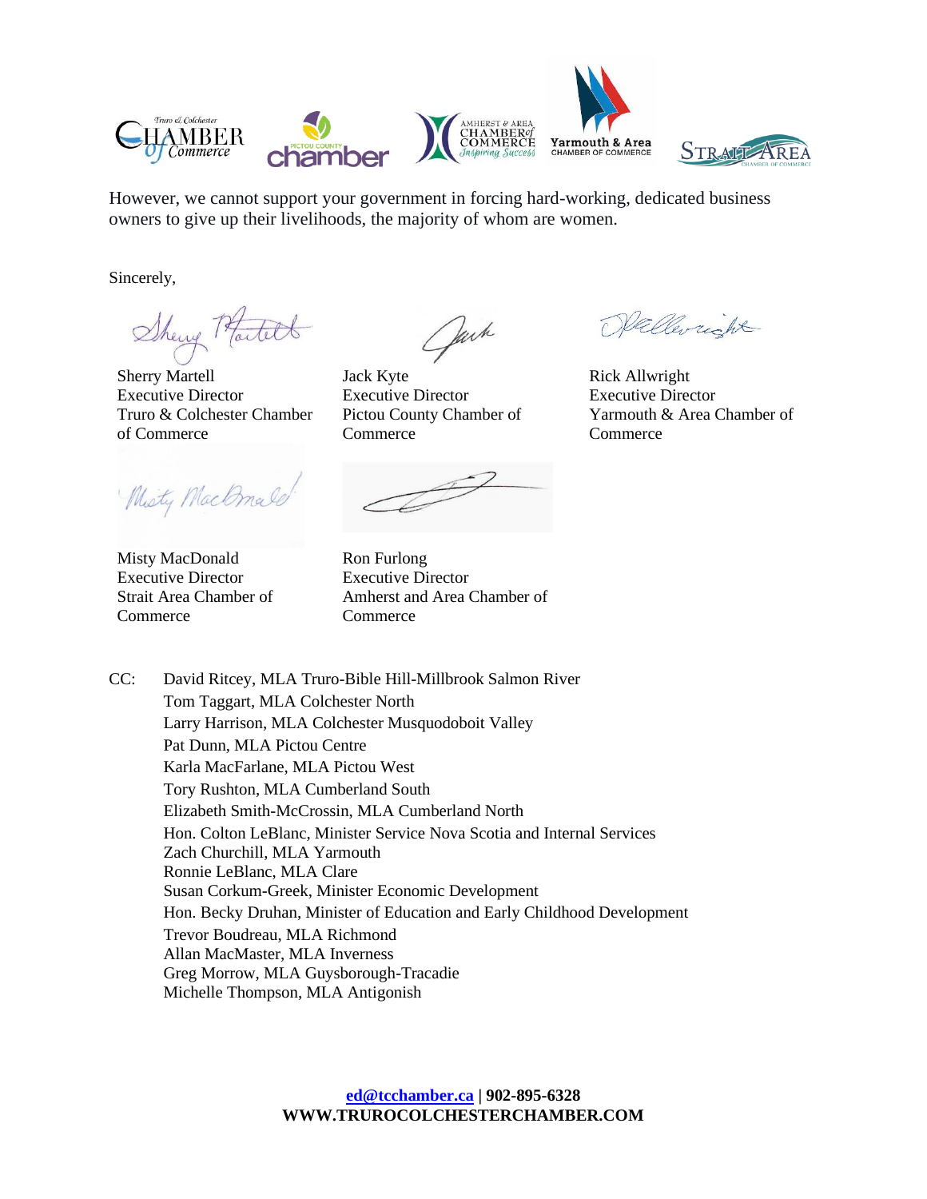However, we cannot support your government in forcing hard-working, dedicated business owners to give up their livelihoods, the majority of whom are women.

Sincerely,

Sherry Martell
Executive Director
Truro & Colchester Chamber of Commerce

Jack Kyte
Executive Director
Pictou County Chamber of Commerce

Rick Allwright
Executive Director
Yarmouth & Area Chamber of Commerce

Misty MacDonald
Executive Director
Strait Area Chamber of Commerce

Ron Furlong
Executive Director
Amherst and Area Chamber of Commerce

CC: David Ritcey, MLA Truro-Bible Hill-Millbrook Salmon River
Tom Taggart, MLA Colchester North
Larry Harrison, MLA Colchester Musquodoboit Valley
Pat Dunn, MLA Pictou Centre
Karla MacFarlane, MLA Pictou West
Tory Rushton, MLA Cumberland South
Elizabeth Smith-McCrossin, MLA Cumberland North
Hon. Colton LeBlanc, Minister Service Nova Scotia and Internal Services
Zach Churchill, MLA Yarmouth
Ronnie LeBlanc, MLA Clare
Susan Corkum-Greek, Minister Economic Development
Hon. Becky Druhan, Minister of Education and Early Childhood Development
Trevor Boudreau, MLA Richmond
Allan MacMaster, MLA Inverness
Greg Morrow, MLA Guysborough-Tracadie
Michelle Thompson, MLA Antigonish

**ed@tcchamber.ca | 902-895-6328**
**WWW.TRUROCOLCHESTERCHAMBER.COM**